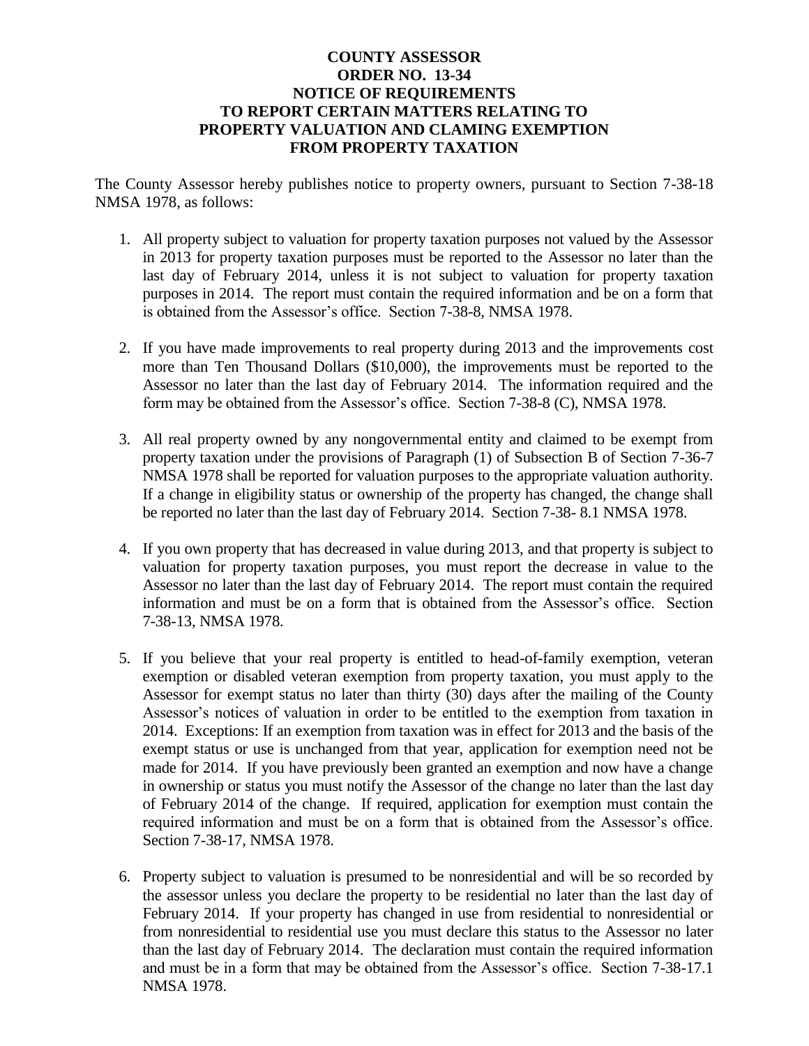# COUNTY ASSESSOR
## ORDER NO. 13-34
## NOTICE OF REQUIREMENTS TO REPORT CERTAIN MATTERS RELATING TO PROPERTY VALUATION AND CLAMING EXEMPTION FROM PROPERTY TAXATION

The County Assessor hereby publishes notice to property owners, pursuant to Section 7-38-18 NMSA 1978, as follows:

1. All property subject to valuation for property taxation purposes not valued by the Assessor in 2013 for property taxation purposes must be reported to the Assessor no later than the last day of February 2014, unless it is not subject to valuation for property taxation purposes in 2014. The report must contain the required information and be on a form that is obtained from the Assessor's office. Section 7-38-8, NMSA 1978.

2. If you have made improvements to real property during 2013 and the improvements cost more than Ten Thousand Dollars ($10,000), the improvements must be reported to the Assessor no later than the last day of February 2014. The information required and the form may be obtained from the Assessor's office. Section 7-38-8 (C), NMSA 1978.

3. All real property owned by any nongovernmental entity and claimed to be exempt from property taxation under the provisions of Paragraph (1) of Subsection B of Section 7-36-7 NMSA 1978 shall be reported for valuation purposes to the appropriate valuation authority. If a change in eligibility status or ownership of the property has changed, the change shall be reported no later than the last day of February 2014. Section 7-38- 8.1 NMSA 1978.

4. If you own property that has decreased in value during 2013, and that property is subject to valuation for property taxation purposes, you must report the decrease in value to the Assessor no later than the last day of February 2014. The report must contain the required information and must be on a form that is obtained from the Assessor's office. Section 7-38-13, NMSA 1978.

5. If you believe that your real property is entitled to head-of-family exemption, veteran exemption or disabled veteran exemption from property taxation, you must apply to the Assessor for exempt status no later than thirty (30) days after the mailing of the County Assessor's notices of valuation in order to be entitled to the exemption from taxation in 2014. Exceptions: If an exemption from taxation was in effect for 2013 and the basis of the exempt status or use is unchanged from that year, application for exemption need not be made for 2014. If you have previously been granted an exemption and now have a change in ownership or status you must notify the Assessor of the change no later than the last day of February 2014 of the change. If required, application for exemption must contain the required information and must be on a form that is obtained from the Assessor's office. Section 7-38-17, NMSA 1978.

6. Property subject to valuation is presumed to be nonresidential and will be so recorded by the assessor unless you declare the property to be residential no later than the last day of February 2014. If your property has changed in use from residential to nonresidential or from nonresidential to residential use you must declare this status to the Assessor no later than the last day of February 2014. The declaration must contain the required information and must be in a form that may be obtained from the Assessor's office. Section 7-38-17.1 NMSA 1978.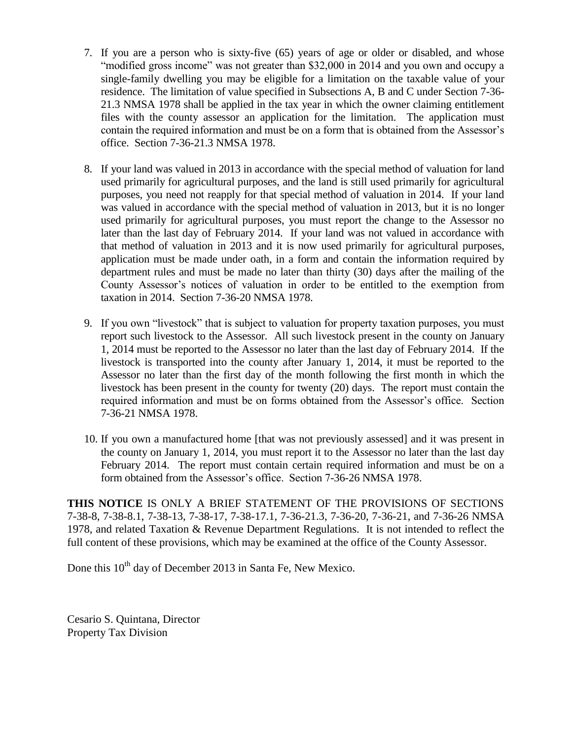7. If you are a person who is sixty-five (65) years of age or older or disabled, and whose "modified gross income" was not greater than $32,000 in 2014 and you own and occupy a single-family dwelling you may be eligible for a limitation on the taxable value of your residence. The limitation of value specified in Subsections A, B and C under Section 7-36-21.3 NMSA 1978 shall be applied in the tax year in which the owner claiming entitlement files with the county assessor an application for the limitation. The application must contain the required information and must be on a form that is obtained from the Assessor's office. Section 7-36-21.3 NMSA 1978.

8. If your land was valued in 2013 in accordance with the special method of valuation for land used primarily for agricultural purposes, and the land is still used primarily for agricultural purposes, you need not reapply for that special method of valuation in 2014. If your land was valued in accordance with the special method of valuation in 2013, but it is no longer used primarily for agricultural purposes, you must report the change to the Assessor no later than the last day of February 2014. If your land was not valued in accordance with that method of valuation in 2013 and it is now used primarily for agricultural purposes, application must be made under oath, in a form and contain the information required by department rules and must be made no later than thirty (30) days after the mailing of the County Assessor's notices of valuation in order to be entitled to the exemption from taxation in 2014. Section 7-36-20 NMSA 1978.

9. If you own "livestock" that is subject to valuation for property taxation purposes, you must report such livestock to the Assessor. All such livestock present in the county on January 1, 2014 must be reported to the Assessor no later than the last day of February 2014. If the livestock is transported into the county after January 1, 2014, it must be reported to the Assessor no later than the first day of the month following the first month in which the livestock has been present in the county for twenty (20) days. The report must contain the required information and must be on forms obtained from the Assessor's office. Section 7-36-21 NMSA 1978.

10. If you own a manufactured home [that was not previously assessed] and it was present in the county on January 1, 2014, you must report it to the Assessor no later than the last day February 2014. The report must contain certain required information and must be on a form obtained from the Assessor's office. Section 7-36-26 NMSA 1978.

**THIS NOTICE** IS ONLY A BRIEF STATEMENT OF THE PROVISIONS OF SECTIONS 7-38-8, 7-38-8.1, 7-38-13, 7-38-17, 7-38-17.1, 7-36-21.3, 7-36-20, 7-36-21, and 7-36-26 NMSA 1978, and related Taxation & Revenue Department Regulations. It is not intended to reflect the full content of these provisions, which may be examined at the office of the County Assessor.

Done this 10th day of December 2013 in Santa Fe, New Mexico.

Cesario S. Quintana, Director
Property Tax Division